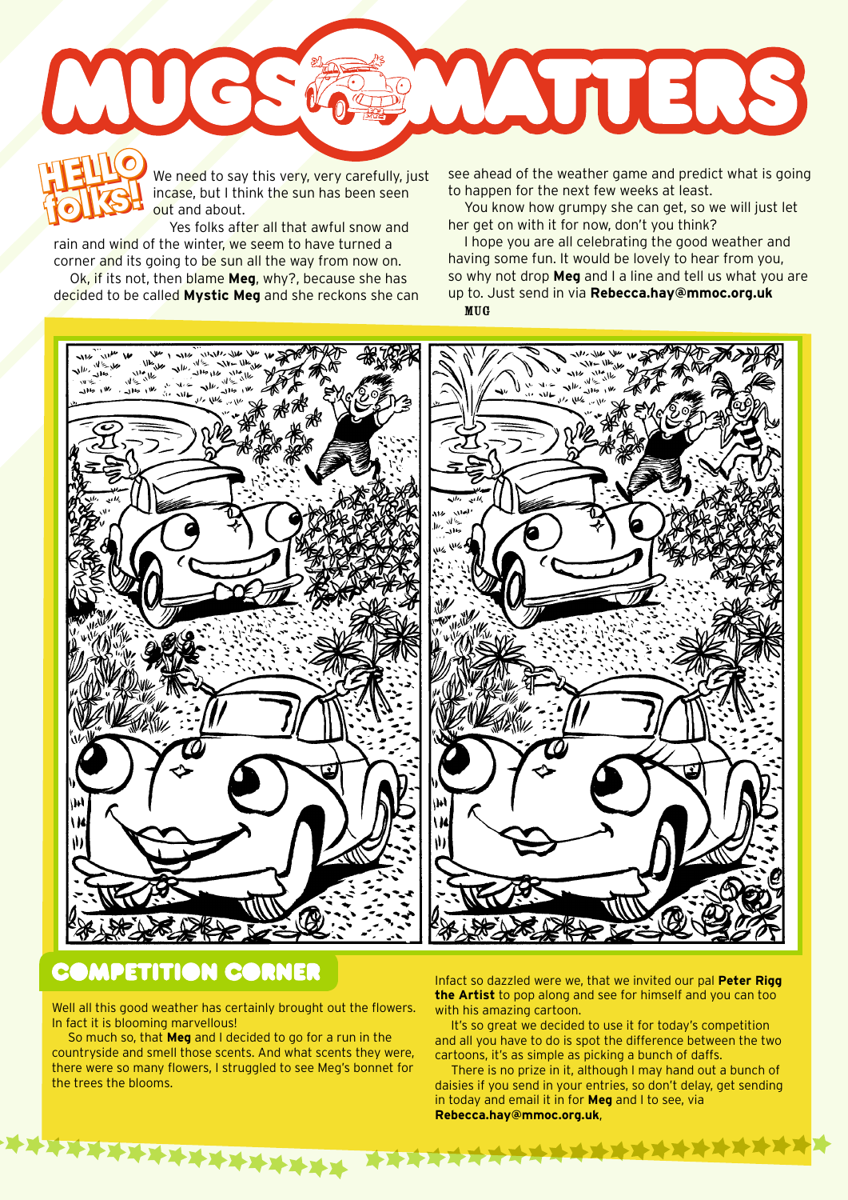# MUGS MATTERS

## HELLO folks!

We need to say this very, very carefully, just incase, but I think the sun has been seen out and about.

Yes folks after all that awful snow and rain and wind of the winter, we seem to have turned a corner and its going to be sun all the way from now on.

Ok, if its not, then blame **Meg**, why?, because she has decided to be called **Mystic Meg** and she reckons she can see ahead of the weather game and predict what is going to happen for the next few weeks at least.

You know how grumpy she can get, so we will just let her get on with it for now, don't you think?

I hope you are all celebrating the good weather and having some fun. It would be lovely to hear from you, so why not drop **Meg** and I a line and tell us what you are up to. Just send in via **Rebecca.hay@mmoc.org.uk**

MUG

## COMPETITION CORNER

Well all this good weather has certainly brought out the flowers. In fact it is blooming marvellous!

So much so, that **Meg** and I decided to go for a run in the countryside and smell those scents. And what scents they were, there were so many flowers, I struggled to see Meg's bonnet for the trees the blooms.

Infact so dazzled were we, that we invited our pal **Peter Rigg the Artist** to pop along and see for himself and you can too with his amazing cartoon.

It's so great we decided to use it for today's competition and all you have to do is spot the difference between the two cartoons, it's as simple as picking a bunch of daffs.

There is no prize in it, although I may hand out a bunch of daisies if you send in your entries, so don't delay, get sending in today and email it in for **Meg** and I to see, via **Rebecca.hay@mmoc.org.uk**,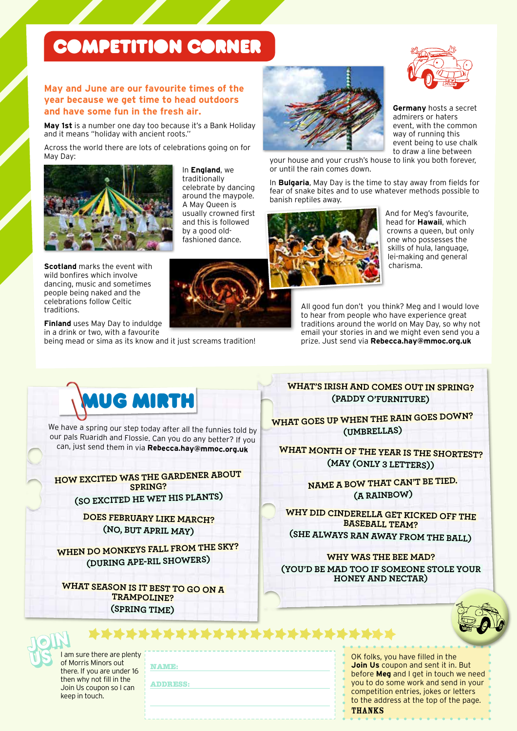# COMPETITION CORNER

**May and June are our favourite times of the year because we get time to head outdoors and have some fun in the fresh air.**

**May 1st** is a number one day too because it's a Bank Holiday and it means "holiday with ancient roots."

Across the world there are lots of celebrations going on for May Day:

In **England**, we traditionally celebrate by dancing around the maypole. A May Queen is usually crowned first and this is followed by a good old-fashioned dance.

**Scotland** marks the event with wild bonfires which involve dancing, music and sometimes people being naked and the celebrations follow Celtic traditions.

**Finland** uses May Day to indulge in a drink or two, with a favourite being mead or sima as its know and it just screams tradition!

**Germany** hosts a secret admirers or haters event, with the common way of running this event being to use chalk to draw a line between your house and your crush's house to link you both forever, or until the rain comes down.

In **Bulgaria**, May Day is the time to stay away from fields for fear of snake bites and to use whatever methods possible to banish reptiles away.

And for Meg's favourite, head for **Hawaii**, which crowns a queen, but only one who possesses the skills of hula, language, lei-making and general charisma.

All good fun don't you think? Meg and I would love to hear from people who have experience great traditions around the world on May Day, so why not email your stories in and we might even send you a prize. Just send via **Rebecca.hay@mmoc.org.uk**

## MUG MIRTH

We have a spring our step today after all the funnies told by our pals Ruaridh and Flossie. Can you do any better? If you can, just send them in via **Rebecca.hay@mmoc.org.uk**

HOW EXCITED WAS THE GARDENER ABOUT SPRING?
(SO EXCITED HE WET HIS PLANTS)

DOES FEBRUARY LIKE MARCH?
(NO, BUT APRIL MAY)

WHEN DO MONKEYS FALL FROM THE SKY?
(DURING APE-RIL SHOWERS)

WHAT SEASON IS IT BEST TO GO ON A TRAMPOLINE?
(SPRING TIME)

WHAT'S IRISH AND COMES OUT IN SPRING?
(PADDY O'FURNITURE)

WHAT GOES UP WHEN THE RAIN GOES DOWN?
(UMBRELLAS)

WHAT MONTH OF THE YEAR IS THE SHORTEST?
(MAY (ONLY 3 LETTERS))

NAME A BOW THAT CAN'T BE TIED.
(A RAINBOW)

WHY DID CINDERELLA GET KICKED OFF THE BASEBALL TEAM?
(SHE ALWAYS RAN AWAY FROM THE BALL)

WHY WAS THE BEE MAD?
(YOU'D BE MAD TOO IF SOMEONE STOLE YOUR HONEY AND NECTAR)

## JOIN US

I am sure there are plenty of Morris Minors out there. If you are under 16 then why not fill in the Join Us coupon so I can keep in touch.

NAME:

ADDRESS:

OK folks, you have filled in the **Join Us** coupon and sent it in. But before **Meg** and I get in touch we need you to do some work and send in your competition entries, jokes or letters to the address at the top of the page.

**THANKS**